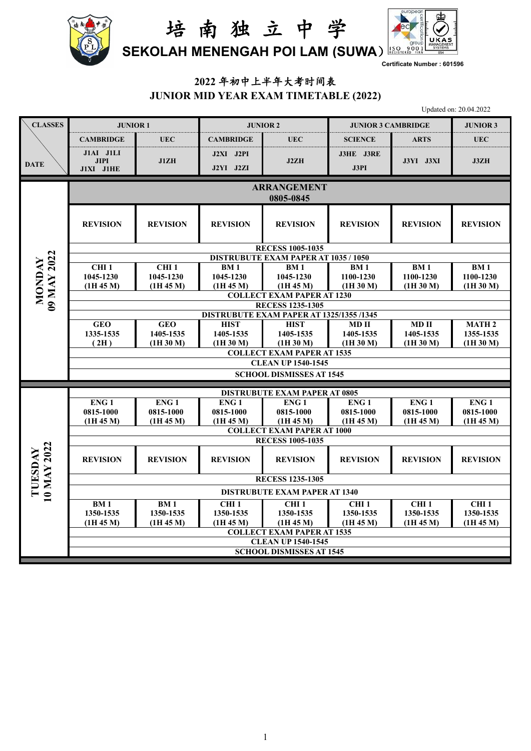# 培南独立中学

## SEKOLAH MENENGAH POI LAM (SUWA)

Certificate Number : 601596

## 2022 年初中上半年大考时间表

## JUNIOR MID YEAR EXAM TIMETABLE (2022)

Updated on: 20.04.2022

| CLASSES / DATE | JUNIOR 1 | | JUNIOR 2 | | JUNIOR 3 CAMBRIDGE | | JUNIOR 3 |
|---|---|---|---|---|---|---|---|
| | CAMBRIDGE | UEC | CAMBRIDGE | UEC | SCIENCE | ARTS | UEC |
| | J1AI J1LI J1PI J1XI J1HE | J1ZH | J2XI J2PI J2YI J2ZI | J2ZH | J3HE J3RE J3PI | J3YI J3XI | J3ZH |
| MONDAY 09 MAY 2022 | ARRANGEMENT 0805-0845 | | | | | | |
| | REVISION | REVISION | REVISION | REVISION | REVISION | REVISION | REVISION |
| | RECESS 1005-1035 | | | | | | |
| | DISTRUBUTE EXAM PAPER AT 1035 / 1050 | | | | | | |
| | CHI 1 1045-1230 (1H 45 M) | CHI 1 1045-1230 (1H 45 M) | BM 1 1045-1230 (1H 45 M) | BM 1 1045-1230 (1H 45 M) | BM 1 1100-1230 (1H 30 M) | BM 1 1100-1230 (1H 30 M) | BM 1 1100-1230 (1H 30 M) |
| | COLLECT EXAM PAPER AT 1230 | | | | | | |
| | RECESS 1235-1305 | | | | | | |
| | DISTRUBUTE EXAM PAPER AT 1325/1355 /1345 | | | | | | |
| | GEO 1335-1535 ( 2H ) | GEO 1405-1535 (1H 30 M) | HIST 1405-1535 (1H 30 M) | HIST 1405-1535 (1H 30 M) | MD II 1405-1535 (1H 30 M) | MD II 1405-1535 (1H 30 M) | MATH 2 1355-1535 (1H 30 M) |
| | COLLECT EXAM PAPER AT 1535 | | | | | | |
| | CLEAN UP 1540-1545 | | | | | | |
| | SCHOOL DISMISSES AT 1545 | | | | | | |
| TUESDAY 10 MAY 2022 | DISTRUBUTE EXAM PAPER AT 0805 | | | | | | |
| | ENG 1 0815-1000 (1H 45 M) | ENG 1 0815-1000 (1H 45 M) | ENG 1 0815-1000 (1H 45 M) | ENG 1 0815-1000 (1H 45 M) | ENG 1 0815-1000 (1H 45 M) | ENG 1 0815-1000 (1H 45 M) | ENG 1 0815-1000 (1H 45 M) |
| | COLLECT EXAM PAPER AT 1000 | | | | | | |
| | RECESS 1005-1035 | | | | | | |
| | REVISION | REVISION | REVISION | REVISION | REVISION | REVISION | REVISION |
| | RECESS 1235-1305 | | | | | | |
| | DISTRUBUTE EXAM PAPER AT 1340 | | | | | | |
| | BM 1 1350-1535 (1H 45 M) | BM 1 1350-1535 (1H 45 M) | CHI 1 1350-1535 (1H 45 M) | CHI 1 1350-1535 (1H 45 M) | CHI 1 1350-1535 (1H 45 M) | CHI 1 1350-1535 (1H 45 M) | CHI 1 1350-1535 (1H 45 M) |
| | COLLECT EXAM PAPER AT 1535 | | | | | | |
| | CLEAN UP 1540-1545 | | | | | | |
| | SCHOOL DISMISSES AT 1545 | | | | | | |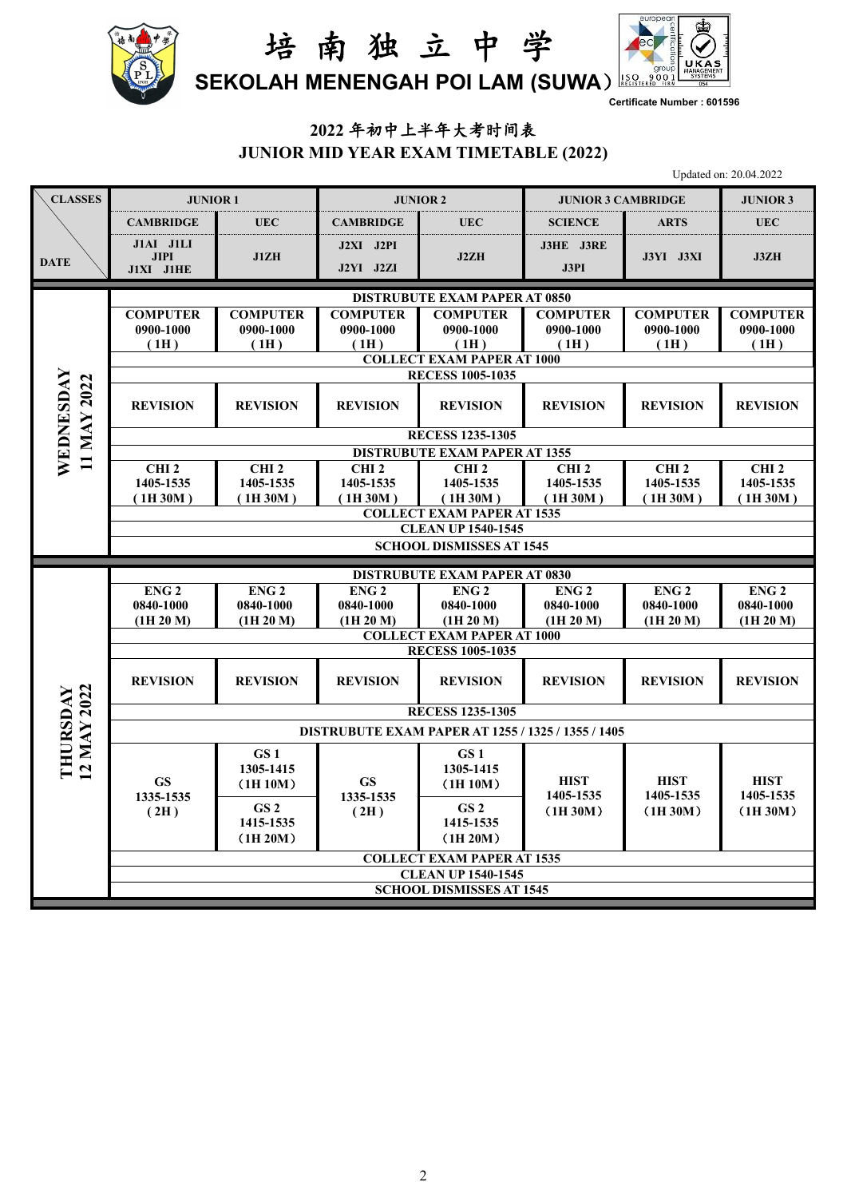# 培南独立中学

## SEKOLAH MENENGAH POI LAM (SUWA）

Certificate Number : 601596

## 2022 年初中上半年大考时间表
## JUNIOR MID YEAR EXAM TIMETABLE (2022)

Updated on: 20.04.2022

| CLASSES / DATE | JUNIOR 1 | | JUNIOR 2 | | JUNIOR 3 CAMBRIDGE | | JUNIOR 3 |
|---|---|---|---|---|---|---|---|
| | CAMBRIDGE | UEC | CAMBRIDGE | UEC | SCIENCE | ARTS | UEC |
| | J1AI J1LI J1PI J1XI J1HE | J1ZH | J2XI J2PI J2YI J2ZI | J2ZH | J3HE J3RE J3PI | J3YI J3XI | J3ZH |
| WEDNESDAY 11 MAY 2022 | DISTRUBUTE EXAM PAPER AT 0850 | | | | | | |
| | COMPUTER 0900-1000 ( 1H ) | COMPUTER 0900-1000 ( 1H ) | COMPUTER 0900-1000 ( 1H ) | COMPUTER 0900-1000 ( 1H ) | COMPUTER 0900-1000 ( 1H ) | COMPUTER 0900-1000 ( 1H ) | COMPUTER 0900-1000 ( 1H ) |
| | COLLECT EXAM PAPER AT 1000 | | | | | | |
| | RECESS 1005-1035 | | | | | | |
| | REVISION | REVISION | REVISION | REVISION | REVISION | REVISION | REVISION |
| | RECESS 1235-1305 | | | | | | |
| | DISTRUBUTE EXAM PAPER AT 1355 | | | | | | |
| | CHI 2 1405-1535 ( 1H 30M ) | CHI 2 1405-1535 ( 1H 30M ) | CHI 2 1405-1535 ( 1H 30M ) | CHI 2 1405-1535 ( 1H 30M ) | CHI 2 1405-1535 ( 1H 30M ) | CHI 2 1405-1535 ( 1H 30M ) | CHI 2 1405-1535 ( 1H 30M ) |
| | COLLECT EXAM PAPER AT 1535 | | | | | | |
| | CLEAN UP 1540-1545 | | | | | | |
| | SCHOOL DISMISSES AT 1545 | | | | | | |
| THURSDAY 12 MAY 2022 | DISTRUBUTE EXAM PAPER AT 0830 | | | | | | |
| | ENG 2 0840-1000 (1H 20 M) | ENG 2 0840-1000 (1H 20 M) | ENG 2 0840-1000 (1H 20 M) | ENG 2 0840-1000 (1H 20 M) | ENG 2 0840-1000 (1H 20 M) | ENG 2 0840-1000 (1H 20 M) | ENG 2 0840-1000 (1H 20 M) |
| | COLLECT EXAM PAPER AT 1000 | | | | | | |
| | RECESS 1005-1035 | | | | | | |
| | REVISION | REVISION | REVISION | REVISION | REVISION | REVISION | REVISION |
| | RECESS 1235-1305 | | | | | | |
| | DISTRUBUTE EXAM PAPER AT 1255 / 1325 / 1355 / 1405 | | | | | | |
| | GS 1335-1535 ( 2H ) | GS 1 1305-1415 (1H 10M) GS 2 1415-1535 (1H 20M) | GS 1335-1535 ( 2H ) | GS 1 1305-1415 (1H 10M) GS 2 1415-1535 (1H 20M) | HIST 1405-1535 (1H 30M) | HIST 1405-1535 (1H 30M) | HIST 1405-1535 (1H 30M) |
| | COLLECT EXAM PAPER AT 1535 | | | | | | |
| | CLEAN UP 1540-1545 | | | | | | |
| | SCHOOL DISMISSES AT 1545 | | | | | | |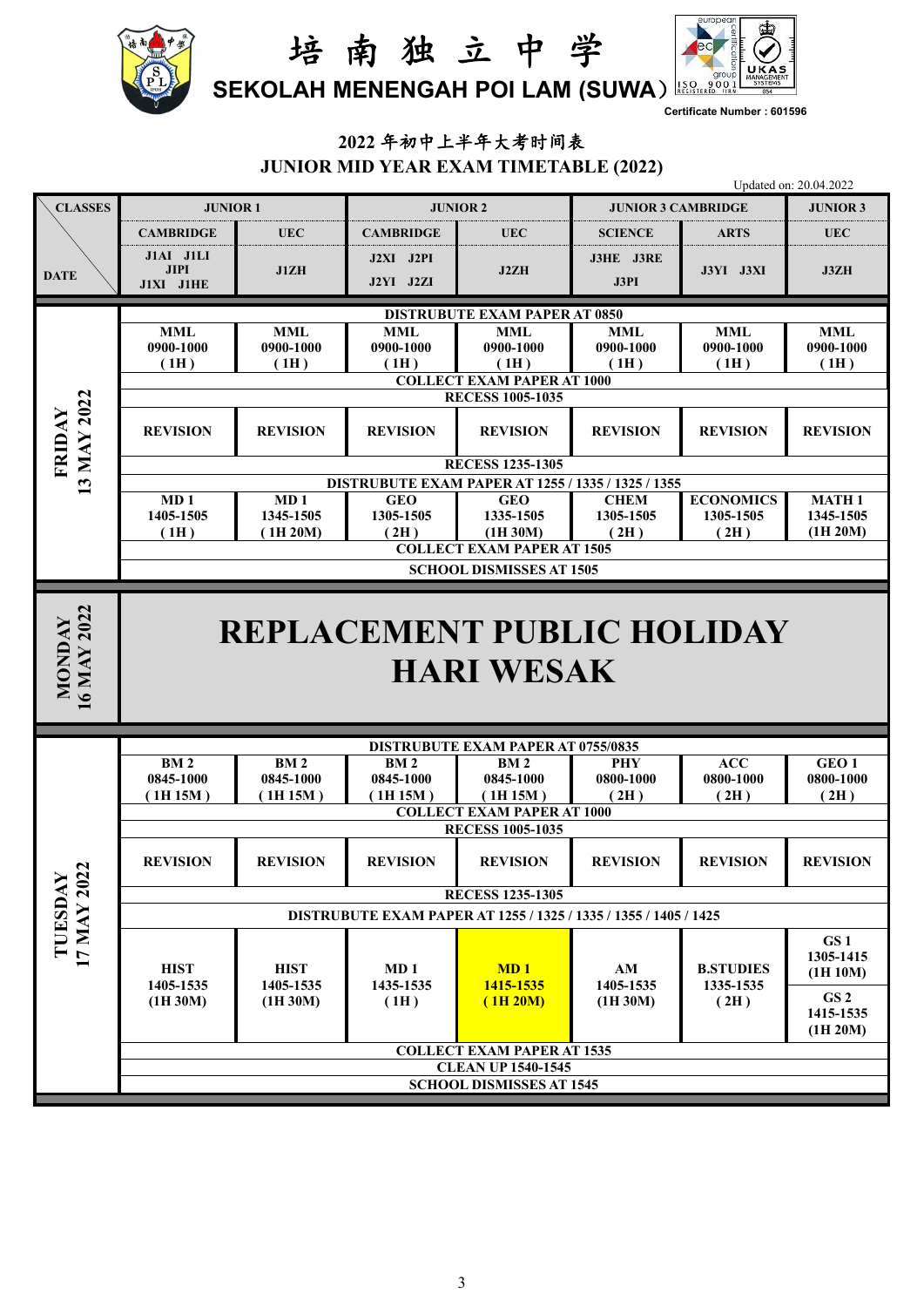# 培南独立中学

## SEKOLAH MENENGAH POI LAM (SUWA)

Certificate Number : 601596

## 2022 年初中上半年大考时间表

## JUNIOR MID YEAR EXAM TIMETABLE (2022)

Updated on: 20.04.2022

| CLASSES / DATE | JUNIOR 1 | | JUNIOR 2 | | JUNIOR 3 CAMBRIDGE | | JUNIOR 3 |
|---|---|---|---|---|---|---|---|
| | CAMBRIDGE | UEC | CAMBRIDGE | UEC | SCIENCE | ARTS | UEC |
| | J1AI J1LI J1PI J1XI J1HE | J1ZH | J2XI J2PI J2YI J2ZI | J2ZH | J3HE J3RE J3PI | J3YI J3XI | J3ZH |
| **FRIDAY 13 MAY 2022** | DISTRUBUTE EXAM PAPER AT 0850 | | | | | | |
| | MML 0900-1000 (1H) | MML 0900-1000 (1H) | MML 0900-1000 (1H) | MML 0900-1000 (1H) | MML 0900-1000 (1H) | MML 0900-1000 (1H) | MML 0900-1000 (1H) |
| | COLLECT EXAM PAPER AT 1000 | | | | | | |
| | RECESS 1005-1035 | | | | | | |
| | REVISION | REVISION | REVISION | REVISION | REVISION | REVISION | REVISION |
| | RECESS 1235-1305 | | | | | | |
| | DISTRUBUTE EXAM PAPER AT 1255 / 1335 / 1325 / 1355 | | | | | | |
| | MD 1 1405-1505 (1H) | MD 1 1345-1505 (1H 20M) | GEO 1305-1505 (2H) | GEO 1335-1505 (1H 30M) | CHEM 1305-1505 (2H) | ECONOMICS 1305-1505 (2H) | MATH 1 1345-1505 (1H 20M) |
| | COLLECT EXAM PAPER AT 1505 | | | | | | |
| | SCHOOL DISMISSES AT 1505 | | | | | | |
| **MONDAY 16 MAY 2022** | REPLACEMENT PUBLIC HOLIDAY HARI WESAK | | | | | | |
| **TUESDAY 17 MAY 2022** | DISTRUBUTE EXAM PAPER AT 0755/0835 | | | | | | |
| | BM 2 0845-1000 (1H 15M) | BM 2 0845-1000 (1H 15M) | BM 2 0845-1000 (1H 15M) | BM 2 0845-1000 (1H 15M) | PHY 0800-1000 (2H) | ACC 0800-1000 (2H) | GEO 1 0800-1000 (2H) |
| | COLLECT EXAM PAPER AT 1000 | | | | | | |
| | RECESS 1005-1035 | | | | | | |
| | REVISION | REVISION | REVISION | REVISION | REVISION | REVISION | REVISION |
| | RECESS 1235-1305 | | | | | | |
| | DISTRUBUTE EXAM PAPER AT 1255 / 1325 / 1335 / 1355 / 1405 / 1425 | | | | | | |
| | HIST 1405-1535 (1H 30M) | HIST 1405-1535 (1H 30M) | MD 1 1435-1535 (1H) | MD 1 1415-1535 (1H 20M) | AM 1405-1535 (1H 30M) | B.STUDIES 1335-1535 (2H) | GS 1 1305-1415 (1H 10M) / GS 2 1415-1535 (1H 20M) |
| | COLLECT EXAM PAPER AT 1535 | | | | | | |
| | CLEAN UP 1540-1545 | | | | | | |
| | SCHOOL DISMISSES AT 1545 | | | | | | |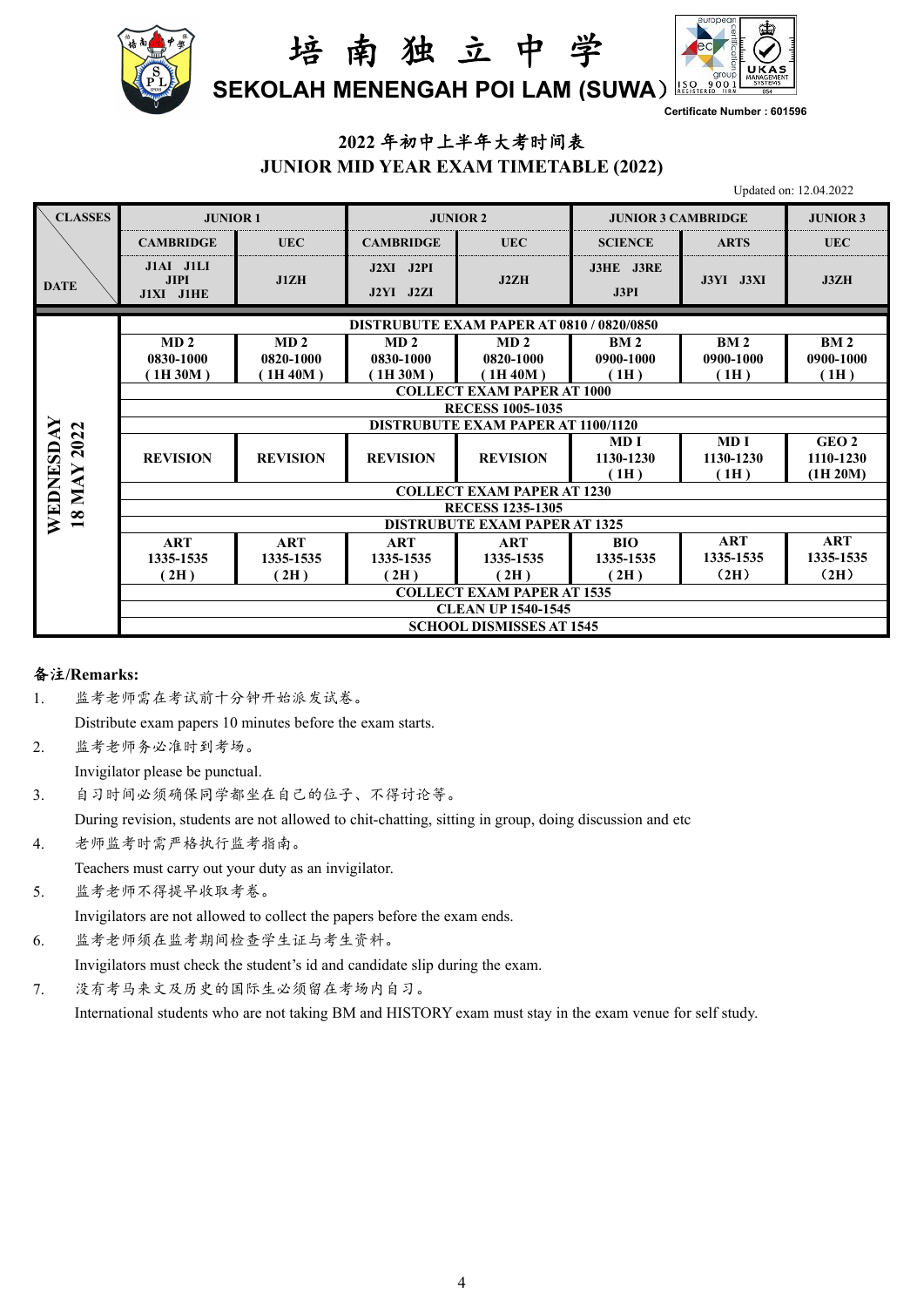# 培南独立中学
## SEKOLAH MENENGAH POI LAM (SUWA)

Certificate Number : 601596

### 2022 年初中上半年大考时间表
### JUNIOR MID YEAR EXAM TIMETABLE (2022)

Updated on: 12.04.2022

| CLASSES / DATE | JUNIOR 1 | | JUNIOR 2 | | JUNIOR 3 CAMBRIDGE | | JUNIOR 3 |
|---|---|---|---|---|---|---|---|
| | CAMBRIDGE | UEC | CAMBRIDGE | UEC | SCIENCE | ARTS | UEC |
| | J1AI J1LI JIPI J1XI J1HE | J1ZH | J2XI J2PI J2YI J2ZI | J2ZH | J3HE J3RE J3PI | J3YI J3XI | J3ZH |
| WEDNESDAY 18 MAY 2022 | DISTRUBUTE EXAM PAPER AT 0810 / 0820/0850 | | | | | | |
| | MD 2 0830-1000 (1H 30M) | MD 2 0820-1000 (1H 40M) | MD 2 0830-1000 (1H 30M) | MD 2 0820-1000 (1H 40M) | BM 2 0900-1000 (1H) | BM 2 0900-1000 (1H) | BM 2 0900-1000 (1H) |
| | COLLECT EXAM PAPER AT 1000 | | | | | | |
| | RECESS 1005-1035 | | | | | | |
| | DISTRUBUTE EXAM PAPER AT 1100/1120 | | | | | | |
| | REVISION | REVISION | REVISION | REVISION | MD I 1130-1230 (1H) | MD I 1130-1230 (1H) | GEO 2 1110-1230 (1H 20M) |
| | COLLECT EXAM PAPER AT 1230 | | | | | | |
| | RECESS 1235-1305 | | | | | | |
| | DISTRUBUTE EXAM PAPER AT 1325 | | | | | | |
| | ART 1335-1535 (2H) | ART 1335-1535 (2H) | ART 1335-1535 (2H) | ART 1335-1535 (2H) | BIO 1335-1535 (2H) | ART 1335-1535 (2H) | ART 1335-1535 (2H) |
| | COLLECT EXAM PAPER AT 1535 | | | | | | |
| | CLEAN UP 1540-1545 | | | | | | |
| | SCHOOL DISMISSES AT 1545 | | | | | | |

**备注/Remarks:**

1. 监考老师需在考试前十分钟开始派发试卷。
   Distribute exam papers 10 minutes before the exam starts.
2. 监考老师务必准时到考场。
   Invigilator please be punctual.
3. 自习时间必须确保同学都坐在自己的位子、不得讨论等。
   During revision, students are not allowed to chit-chatting, sitting in group, doing discussion and etc
4. 老师监考时需严格执行监考指南。
   Teachers must carry out your duty as an invigilator.
5. 监考老师不得提早收取考卷。
   Invigilators are not allowed to collect the papers before the exam ends.
6. 监考老师须在监考期间检查学生证与考生资料。
   Invigilators must check the student's id and candidate slip during the exam.
7. 没有考马来文及历史的国际生必须留在考场内自习。
   International students who are not taking BM and HISTORY exam must stay in the exam venue for self study.